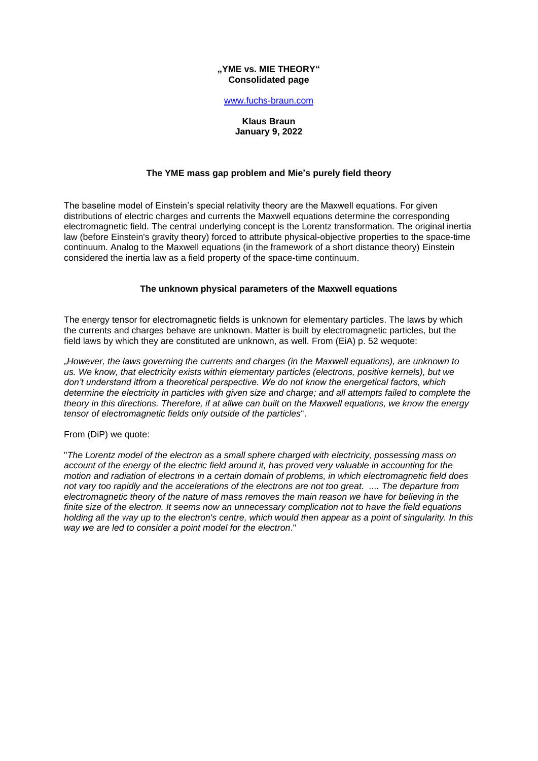**„YME vs. MIE THEORY“**
**Consolidated page**

www.fuchs-braun.com

**Klaus Braun**
**January 9, 2022**

## The YME mass gap problem and Mie's purely field theory

The baseline model of Einstein's special relativity theory are the Maxwell equations. For given distributions of electric charges and currents the Maxwell equations determine the corresponding electromagnetic field. The central underlying concept is the Lorentz transformation. The original inertia law (before Einstein's gravity theory) forced to attribute physical-objective properties to the space-time continuum. Analog to the Maxwell equations (in the framework of a short distance theory) Einstein considered the inertia law as a field property of the space-time continuum.

## The unknown physical parameters of the Maxwell equations

The energy tensor for electromagnetic fields is unknown for elementary particles. The laws by which the currents and charges behave are unknown. Matter is built by electromagnetic particles, but the field laws by which they are constituted are unknown, as well. From (EiA) p. 52 wequote:

„*However, the laws governing the currents and charges (in the Maxwell equations), are unknown to us. We know, that electricity exists within elementary particles (electrons, positive kernels), but we don't understand itfrom a theoretical perspective. We do not know the energetical factors, which determine the electricity in particles with given size and charge; and all attempts failed to complete the theory in this directions. Therefore, if at allwe can built on the Maxwell equations, we know the energy tensor of electromagnetic fields only outside of the particles*“.

From (DiP) we quote:

"*The Lorentz model of the electron as a small sphere charged with electricity, possessing mass on account of the energy of the electric field around it, has proved very valuable in accounting for the motion and radiation of electrons in a certain domain of problems, in which electromagnetic field does not vary too rapidly and the accelerations of the electrons are not too great. .... The departure from electromagnetic theory of the nature of mass removes the main reason we have for believing in the finite size of the electron. It seems now an unnecessary complication not to have the field equations holding all the way up to the electron's centre, which would then appear as a point of singularity. In this way we are led to consider a point model for the electron*."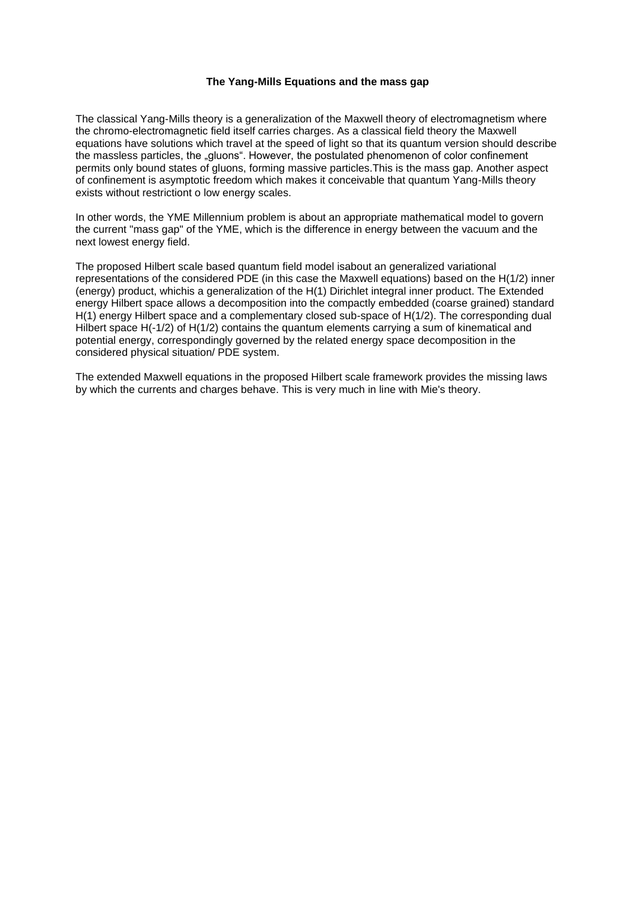**The Yang-Mills Equations and the mass gap**

The classical Yang-Mills theory is a generalization of the Maxwell theory of electromagnetism where the chromo-electromagnetic field itself carries charges. As a classical field theory the Maxwell equations have solutions which travel at the speed of light so that its quantum version should describe the massless particles, the „gluons“. However, the postulated phenomenon of color confinement permits only bound states of gluons, forming massive particles.This is the mass gap. Another aspect of confinement is asymptotic freedom which makes it conceivable that quantum Yang-Mills theory exists without restrictiont o low energy scales.

In other words, the YME Millennium problem is about an appropriate mathematical model to govern the current "mass gap" of the YME, which is the difference in energy between the vacuum and the next lowest energy field.

The proposed Hilbert scale based quantum field model isabout an generalized variational representations of the considered PDE (in this case the Maxwell equations) based on the H(1/2) inner (energy) product, whichis a generalization of the H(1) Dirichlet integral inner product. The Extended energy Hilbert space allows a decomposition into the compactly embedded (coarse grained) standard H(1) energy Hilbert space and a complementary closed sub-space of H(1/2). The corresponding dual Hilbert space H(-1/2) of H(1/2) contains the quantum elements carrying a sum of kinematical and potential energy, correspondingly governed by the related energy space decomposition in the considered physical situation/ PDE system.

The extended Maxwell equations in the proposed Hilbert scale framework provides the missing laws by which the currents and charges behave. This is very much in line with Mie's theory.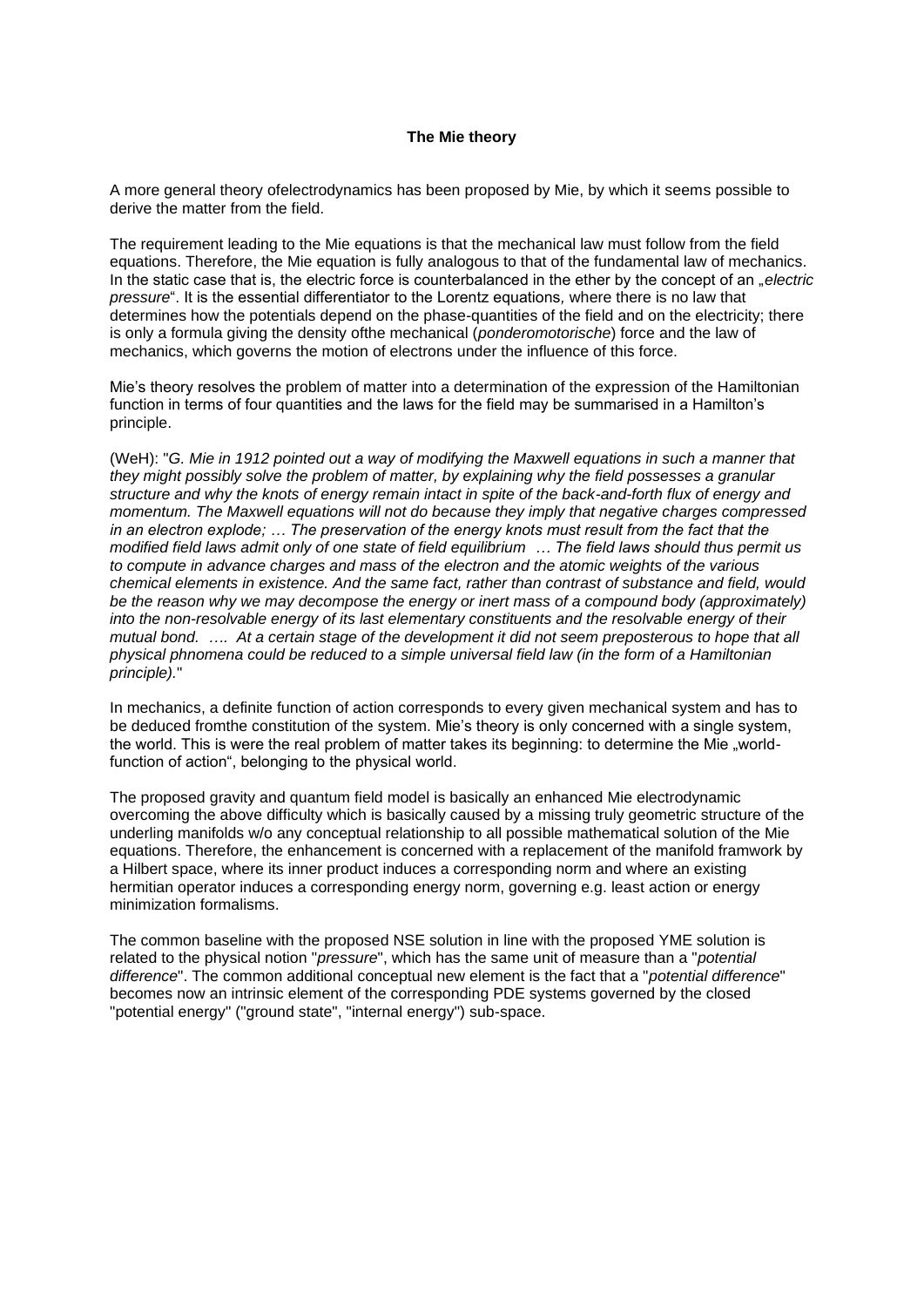**The Mie theory**

A more general theory ofelectrodynamics has been proposed by Mie, by which it seems possible to derive the matter from the field.

The requirement leading to the Mie equations is that the mechanical law must follow from the field equations. Therefore, the Mie equation is fully analogous to that of the fundamental law of mechanics. In the static case that is, the electric force is counterbalanced in the ether by the concept of an „*electric pressure*". It is the essential differentiator to the Lorentz equations, where there is no law that determines how the potentials depend on the phase-quantities of the field and on the electricity; there is only a formula giving the density ofthe mechanical (*ponderomotorische*) force and the law of mechanics, which governs the motion of electrons under the influence of this force.

Mie's theory resolves the problem of matter into a determination of the expression of the Hamiltonian function in terms of four quantities and the laws for the field may be summarised in a Hamilton's principle.

(WeH): "*G. Mie in 1912 pointed out a way of modifying the Maxwell equations in such a manner that they might possibly solve the problem of matter, by explaining why the field possesses a granular structure and why the knots of energy remain intact in spite of the back-and-forth flux of energy and momentum. The Maxwell equations will not do because they imply that negative charges compressed in an electron explode; … The preservation of the energy knots must result from the fact that the modified field laws admit only of one state of field equilibrium … The field laws should thus permit us to compute in advance charges and mass of the electron and the atomic weights of the various chemical elements in existence. And the same fact, rather than contrast of substance and field, would be the reason why we may decompose the energy or inert mass of a compound body (approximately) into the non-resolvable energy of its last elementary constituents and the resolvable energy of their mutual bond. …. At a certain stage of the development it did not seem preposterous to hope that all physical phnomena could be reduced to a simple universal field law (in the form of a Hamiltonian principle).*"

In mechanics, a definite function of action corresponds to every given mechanical system and has to be deduced fromthe constitution of the system. Mie's theory is only concerned with a single system, the world. This is were the real problem of matter takes its beginning: to determine the Mie „world-function of action", belonging to the physical world.

The proposed gravity and quantum field model is basically an enhanced Mie electrodynamic overcoming the above difficulty which is basically caused by a missing truly geometric structure of the underling manifolds w/o any conceptual relationship to all possible mathematical solution of the Mie equations. Therefore, the enhancement is concerned with a replacement of the manifold framwork by a Hilbert space, where its inner product induces a corresponding norm and where an existing hermitian operator induces a corresponding energy norm, governing e.g. least action or energy minimization formalisms.

The common baseline with the proposed NSE solution in line with the proposed YME solution is related to the physical notion "*pressure*", which has the same unit of measure than a "*potential difference*". The common additional conceptual new element is the fact that a "*potential difference*" becomes now an intrinsic element of the corresponding PDE systems governed by the closed "potential energy" ("ground state", "internal energy") sub-space.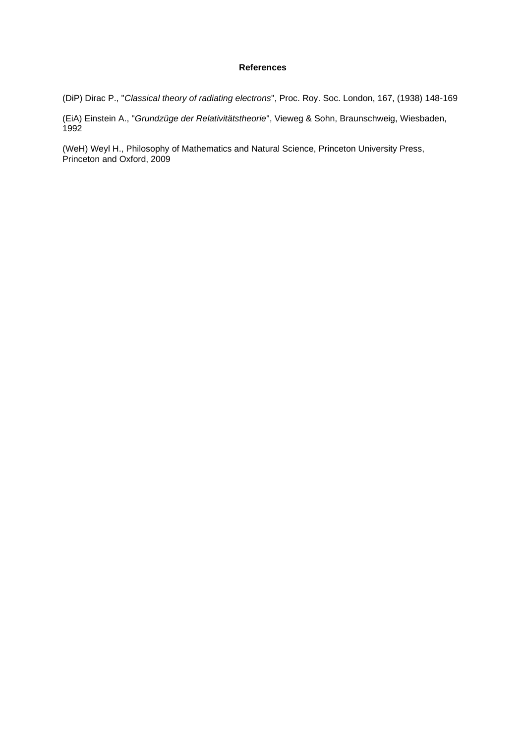**References**

(DiP) Dirac P., "*Classical theory of radiating electrons*", Proc. Roy. Soc. London, 167, (1938) 148-169

(EiA) Einstein A., "*Grundzüge der Relativitätstheorie*", Vieweg & Sohn, Braunschweig, Wiesbaden, 1992

(WeH) Weyl H., Philosophy of Mathematics and Natural Science, Princeton University Press, Princeton and Oxford, 2009